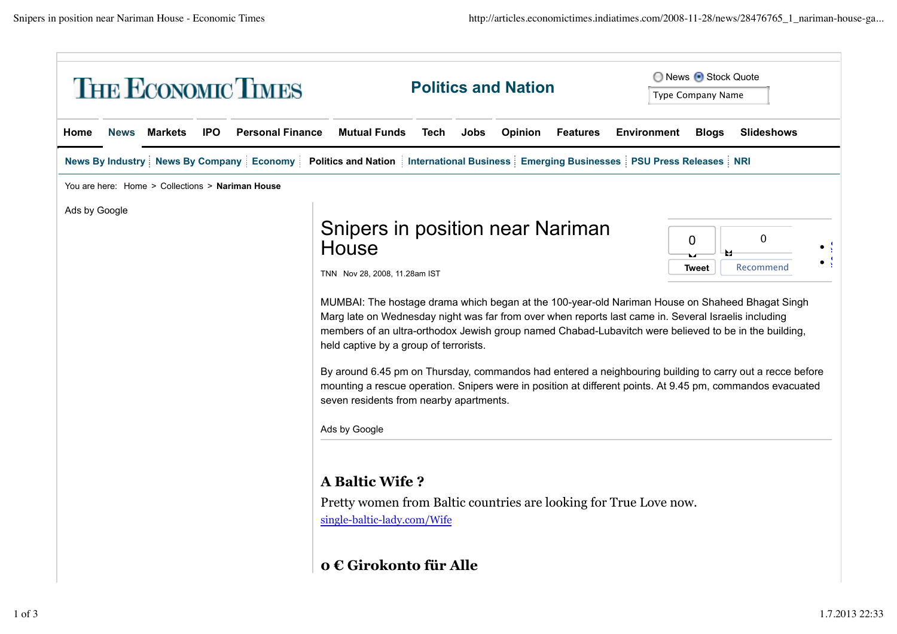# THE ECONOMIC TIMES

**Politics and Nation**

News Stock Quote

Type Company Name

Home | News | Markets | IPO | Personal Finance | Mutual Funds | Tech | Jobs | Opinion | Features | Environment | Blogs | Slideshows

News By Industry | News By Company | Economy | Politics and Nation | International Business | Emerging Businesses | PSU Press Releases | NRI

You are here: Home > Collections > **Nariman House**

Ads by Google

## Snipers in position near Nariman House

TNN Nov 28, 2008, 11.28am IST

0 Tweet | 0 Recommend

MUMBAI: The hostage drama which began at the 100-year-old Nariman House on Shaheed Bhagat Singh Marg late on Wednesday night was far from over when reports last came in. Several Israelis including members of an ultra-orthodox Jewish group named Chabad-Lubavitch were believed to be in the building, held captive by a group of terrorists.

By around 6.45 pm on Thursday, commandos had entered a neighbouring building to carry out a recce before mounting a rescue operation. Snipers were in position at different points. At 9.45 pm, commandos evacuated seven residents from nearby apartments.

Ads by Google

### A Baltic Wife ?

Pretty women from Baltic countries are looking for True Love now.

single-baltic-lady.com/Wife

### 0 € Girokonto für Alle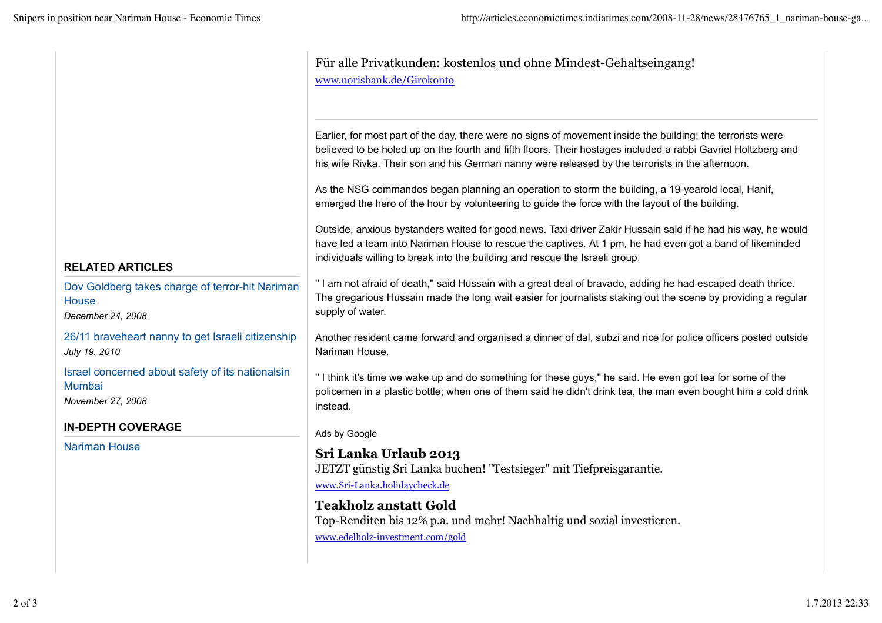Für alle Privatkunden: kostenlos und ohne Mindest-Gehaltseingang!
www.norisbank.de/Girokonto

Earlier, for most part of the day, there were no signs of movement inside the building; the terrorists were believed to be holed up on the fourth and fifth floors. Their hostages included a rabbi Gavriel Holtzberg and his wife Rivka. Their son and his German nanny were released by the terrorists in the afternoon.

As the NSG commandos began planning an operation to storm the building, a 19-yearold local, Hanif, emerged the hero of the hour by volunteering to guide the force with the layout of the building.

Outside, anxious bystanders waited for good news. Taxi driver Zakir Hussain said if he had his way, he would have led a team into Nariman House to rescue the captives. At 1 pm, he had even got a band of likeminded individuals willing to break into the building and rescue the Israeli group.

" I am not afraid of death," said Hussain with a great deal of bravado, adding he had escaped death thrice. The gregarious Hussain made the long wait easier for journalists staking out the scene by providing a regular supply of water.

Another resident came forward and organised a dinner of dal, subzi and rice for police officers posted outside Nariman House.

" I think it's time we wake up and do something for these guys," he said. He even got tea for some of the policemen in a plastic bottle; when one of them said he didn't drink tea, the man even bought him a cold drink instead.

Ads by Google

**Sri Lanka Urlaub 2013**
JETZT günstig Sri Lanka buchen! "Testsieger" mit Tiefpreisgarantie.
www.Sri-Lanka.holidaycheck.de

**Teakholz anstatt Gold**
Top-Renditen bis 12% p.a. und mehr! Nachhaltig und sozial investieren.
www.edelholz-investment.com/gold

**RELATED ARTICLES**

Dov Goldberg takes charge of terror-hit Nariman House
*December 24, 2008*

26/11 braveheart nanny to get Israeli citizenship
*July 19, 2010*

Israel concerned about safety of its nationalsin Mumbai
*November 27, 2008*

**IN-DEPTH COVERAGE**

Nariman House